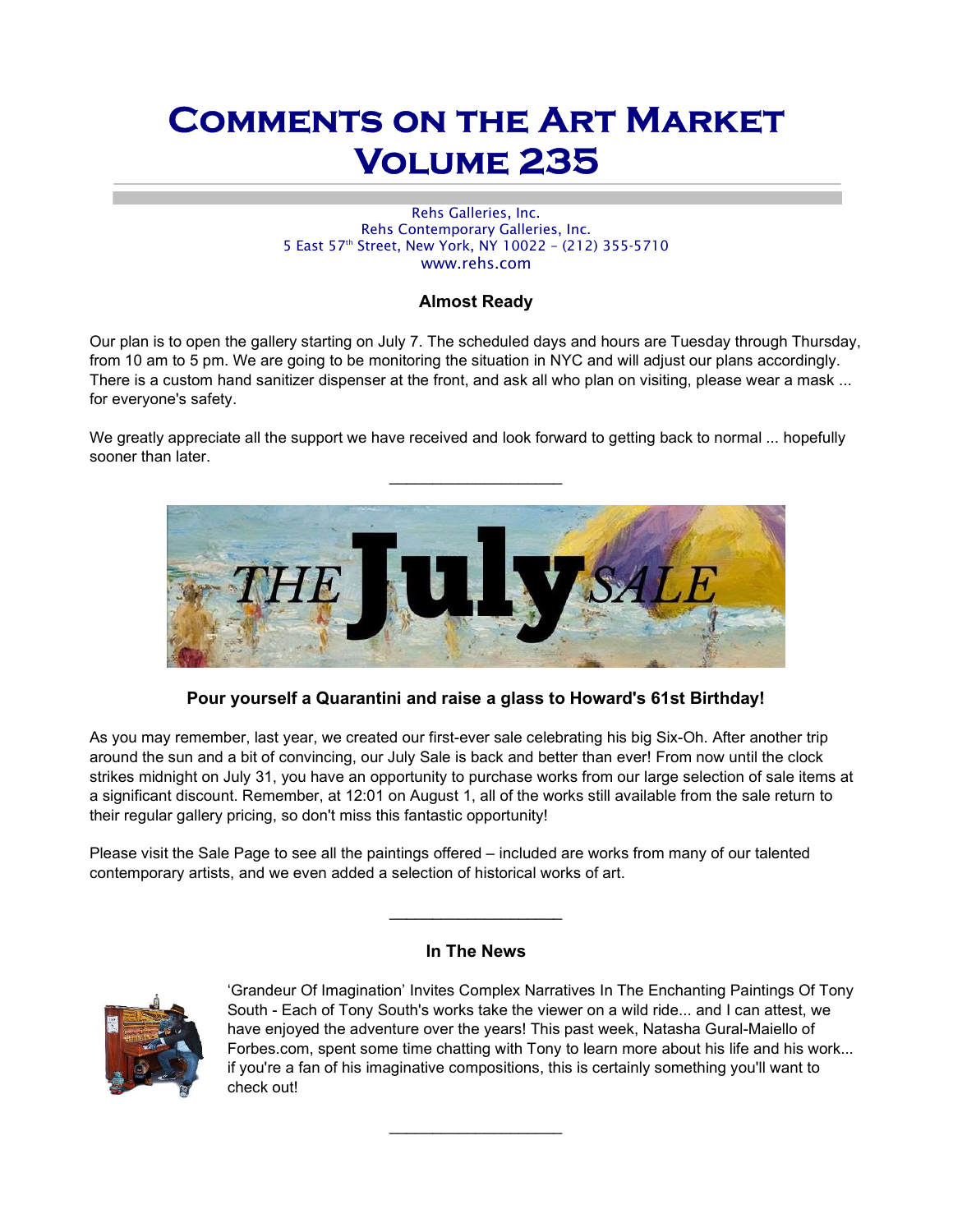# Comments on the Art Market Volume 235

Rehs Galleries, Inc.
Rehs Contemporary Galleries, Inc.
5 East 57th Street, New York, NY 10022 – (212) 355-5710
www.rehs.com

### Almost Ready

Our plan is to open the gallery starting on July 7. The scheduled days and hours are Tuesday through Thursday, from 10 am to 5 pm. We are going to be monitoring the situation in NYC and will adjust our plans accordingly. There is a custom hand sanitizer dispenser at the front, and ask all who plan on visiting, please wear a mask ... for everyone's safety.

We greatly appreciate all the support we have received and look forward to getting back to normal ... hopefully sooner than later.

---

### Pour yourself a Quarantini and raise a glass to Howard's 61st Birthday!

As you may remember, last year, we created our first-ever sale celebrating his big Six-Oh. After another trip around the sun and a bit of convincing, our July Sale is back and better than ever! From now until the clock strikes midnight on July 31, you have an opportunity to purchase works from our large selection of sale items at a significant discount. Remember, at 12:01 on August 1, all of the works still available from the sale return to their regular gallery pricing, so don't miss this fantastic opportunity!

Please visit the Sale Page to see all the paintings offered – included are works from many of our talented contemporary artists, and we even added a selection of historical works of art.

---

### In The News

'Grandeur Of Imagination' Invites Complex Narratives In The Enchanting Paintings Of Tony South - Each of Tony South's works take the viewer on a wild ride... and I can attest, we have enjoyed the adventure over the years! This past week, Natasha Gural-Maiello of Forbes.com, spent some time chatting with Tony to learn more about his life and his work... if you're a fan of his imaginative compositions, this is certainly something you'll want to check out!

---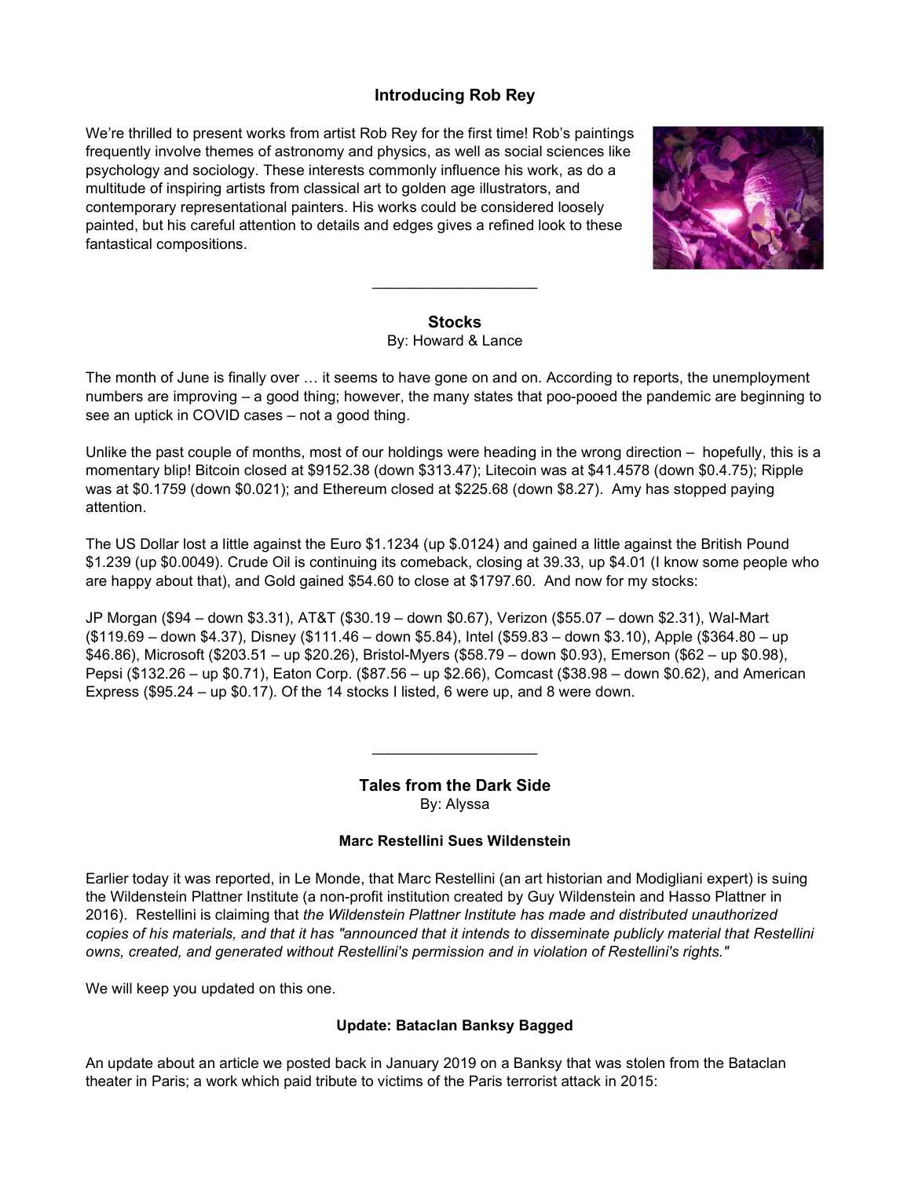### Introducing Rob Rey

We're thrilled to present works from artist Rob Rey for the first time! Rob's paintings frequently involve themes of astronomy and physics, as well as social sciences like psychology and sociology. These interests commonly influence his work, as do a multitude of inspiring artists from classical art to golden age illustrators, and contemporary representational painters. His works could be considered loosely painted, but his careful attention to details and edges gives a refined look to these fantastical compositions.

____________________

### Stocks

By: Howard & Lance

The month of June is finally over … it seems to have gone on and on. According to reports, the unemployment numbers are improving – a good thing; however, the many states that poo-pooed the pandemic are beginning to see an uptick in COVID cases – not a good thing.

Unlike the past couple of months, most of our holdings were heading in the wrong direction – hopefully, this is a momentary blip! Bitcoin closed at $9152.38 (down $313.47); Litecoin was at $41.4578 (down $0.4.75); Ripple was at $0.1759 (down $0.021); and Ethereum closed at $225.68 (down $8.27). Amy has stopped paying attention.

The US Dollar lost a little against the Euro $1.1234 (up $.0124) and gained a little against the British Pound $1.239 (up $0.0049). Crude Oil is continuing its comeback, closing at 39.33, up $4.01 (I know some people who are happy about that), and Gold gained $54.60 to close at $1797.60. And now for my stocks:

JP Morgan ($94 – down $3.31), AT&T ($30.19 – down $0.67), Verizon ($55.07 – down $2.31), Wal-Mart ($119.69 – down $4.37), Disney ($111.46 – down $5.84), Intel ($59.83 – down $3.10), Apple ($364.80 – up $46.86), Microsoft ($203.51 – up $20.26), Bristol-Myers ($58.79 – down $0.93), Emerson ($62 – up $0.98), Pepsi ($132.26 – up $0.71), Eaton Corp. ($87.56 – up $2.66), Comcast ($38.98 – down $0.62), and American Express ($95.24 – up $0.17). Of the 14 stocks I listed, 6 were up, and 8 were down.

____________________

### Tales from the Dark Side

By: Alyssa

#### Marc Restellini Sues Wildenstein

Earlier today it was reported, in Le Monde, that Marc Restellini (an art historian and Modigliani expert) is suing the Wildenstein Plattner Institute (a non-profit institution created by Guy Wildenstein and Hasso Plattner in 2016). Restellini is claiming that *the Wildenstein Plattner Institute has made and distributed unauthorized copies of his materials, and that it has "announced that it intends to disseminate publicly material that Restellini owns, created, and generated without Restellini's permission and in violation of Restellini's rights."*

We will keep you updated on this one.

#### Update: Bataclan Banksy Bagged

An update about an article we posted back in January 2019 on a Banksy that was stolen from the Bataclan theater in Paris; a work which paid tribute to victims of the Paris terrorist attack in 2015: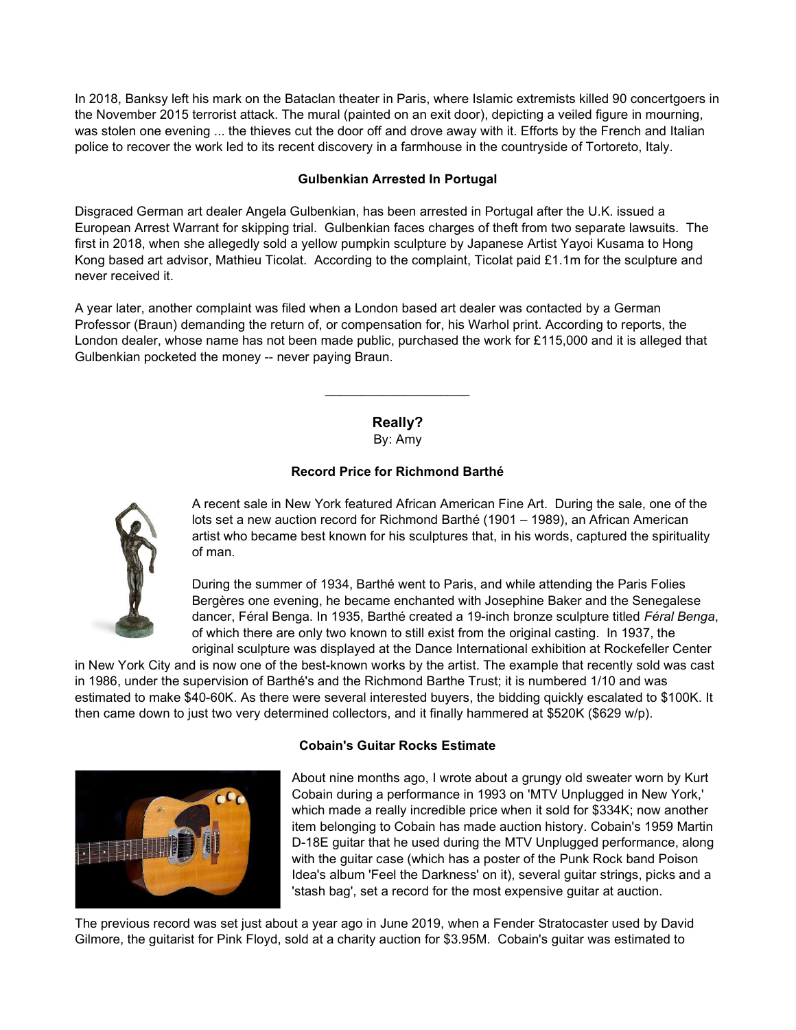In 2018, Banksy left his mark on the Bataclan theater in Paris, where Islamic extremists killed 90 concertgoers in the November 2015 terrorist attack. The mural (painted on an exit door), depicting a veiled figure in mourning, was stolen one evening ... the thieves cut the door off and drove away with it. Efforts by the French and Italian police to recover the work led to its recent discovery in a farmhouse in the countryside of Tortoreto, Italy.

**Gulbenkian Arrested In Portugal**

Disgraced German art dealer Angela Gulbenkian, has been arrested in Portugal after the U.K. issued a European Arrest Warrant for skipping trial. Gulbenkian faces charges of theft from two separate lawsuits. The first in 2018, when she allegedly sold a yellow pumpkin sculpture by Japanese Artist Yayoi Kusama to Hong Kong based art advisor, Mathieu Ticolat. According to the complaint, Ticolat paid £1.1m for the sculpture and never received it.

A year later, another complaint was filed when a London based art dealer was contacted by a German Professor (Braun) demanding the return of, or compensation for, his Warhol print. According to reports, the London dealer, whose name has not been made public, purchased the work for £115,000 and it is alleged that Gulbenkian pocketed the money -- never paying Braun.

---

## Really?

By: Amy

**Record Price for Richmond Barthé**

A recent sale in New York featured African American Fine Art. During the sale, one of the lots set a new auction record for Richmond Barthé (1901 – 1989), an African American artist who became best known for his sculptures that, in his words, captured the spirituality of man.

During the summer of 1934, Barthé went to Paris, and while attending the Paris Folies Bergères one evening, he became enchanted with Josephine Baker and the Senegalese dancer, Féral Benga. In 1935, Barthé created a 19-inch bronze sculpture titled *Féral Benga*, of which there are only two known to still exist from the original casting. In 1937, the original sculpture was displayed at the Dance International exhibition at Rockefeller Center in New York City and is now one of the best-known works by the artist. The example that recently sold was cast in 1986, under the supervision of Barthé's and the Richmond Barthe Trust; it is numbered 1/10 and was estimated to make $40-60K. As there were several interested buyers, the bidding quickly escalated to $100K. It then came down to just two very determined collectors, and it finally hammered at $520K ($629 w/p).

**Cobain's Guitar Rocks Estimate**

About nine months ago, I wrote about a grungy old sweater worn by Kurt Cobain during a performance in 1993 on 'MTV Unplugged in New York,' which made a really incredible price when it sold for $334K; now another item belonging to Cobain has made auction history. Cobain's 1959 Martin D-18E guitar that he used during the MTV Unplugged performance, along with the guitar case (which has a poster of the Punk Rock band Poison Idea's album 'Feel the Darkness' on it), several guitar strings, picks and a 'stash bag', set a record for the most expensive guitar at auction.

The previous record was set just about a year ago in June 2019, when a Fender Stratocaster used by David Gilmore, the guitarist for Pink Floyd, sold at a charity auction for $3.95M. Cobain's guitar was estimated to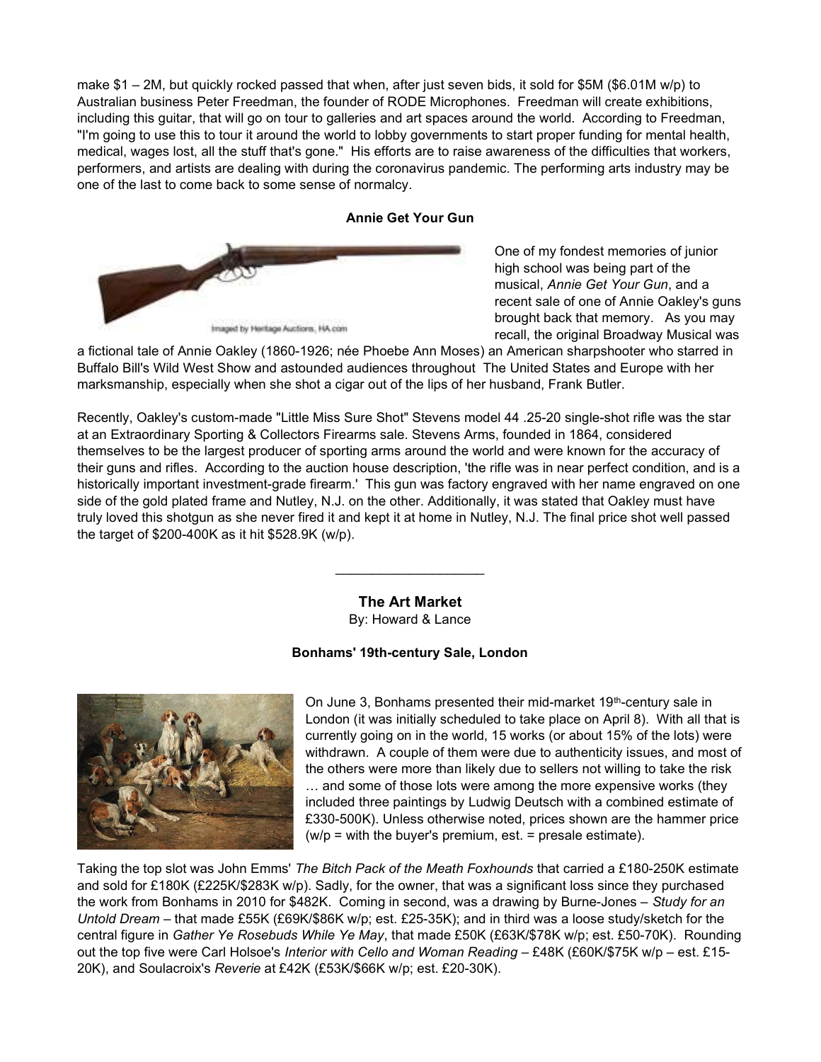make $1 – 2M, but quickly rocked passed that when, after just seven bids, it sold for $5M ($6.01M w/p) to Australian business Peter Freedman, the founder of RODE Microphones. Freedman will create exhibitions, including this guitar, that will go on tour to galleries and art spaces around the world. According to Freedman, "I'm going to use this to tour it around the world to lobby governments to start proper funding for mental health, medical, wages lost, all the stuff that's gone." His efforts are to raise awareness of the difficulties that workers, performers, and artists are dealing with during the coronavirus pandemic. The performing arts industry may be one of the last to come back to some sense of normalcy.

**Annie Get Your Gun**

Imaged by Heritage Auctions, HA.com

One of my fondest memories of junior high school was being part of the musical, *Annie Get Your Gun*, and a recent sale of one of Annie Oakley's guns brought back that memory. As you may recall, the original Broadway Musical was a fictional tale of Annie Oakley (1860-1926; née Phoebe Ann Moses) an American sharpshooter who starred in Buffalo Bill's Wild West Show and astounded audiences throughout The United States and Europe with her marksmanship, especially when she shot a cigar out of the lips of her husband, Frank Butler.

Recently, Oakley's custom-made "Little Miss Sure Shot" Stevens model 44 .25-20 single-shot rifle was the star at an Extraordinary Sporting & Collectors Firearms sale. Stevens Arms, founded in 1864, considered themselves to be the largest producer of sporting arms around the world and were known for the accuracy of their guns and rifles. According to the auction house description, 'the rifle was in near perfect condition, and is a historically important investment-grade firearm.' This gun was factory engraved with her name engraved on one side of the gold plated frame and Nutley, N.J. on the other. Additionally, it was stated that Oakley must have truly loved this shotgun as she never fired it and kept it at home in Nutley, N.J. The final price shot well passed the target of $200-400K as it hit $528.9K (w/p).

---

## The Art Market

By: Howard & Lance

**Bonhams' 19th-century Sale, London**

On June 3, Bonhams presented their mid-market 19th-century sale in London (it was initially scheduled to take place on April 8). With all that is currently going on in the world, 15 works (or about 15% of the lots) were withdrawn. A couple of them were due to authenticity issues, and most of the others were more than likely due to sellers not willing to take the risk … and some of those lots were among the more expensive works (they included three paintings by Ludwig Deutsch with a combined estimate of £330-500K). Unless otherwise noted, prices shown are the hammer price (w/p = with the buyer's premium, est. = presale estimate).

Taking the top slot was John Emms' *The Bitch Pack of the Meath Foxhounds* that carried a £180-250K estimate and sold for £180K (£225K/$283K w/p). Sadly, for the owner, that was a significant loss since they purchased the work from Bonhams in 2010 for $482K. Coming in second, was a drawing by Burne-Jones – *Study for an Untold Dream* – that made £55K (£69K/$86K w/p; est. £25-35K); and in third was a loose study/sketch for the central figure in *Gather Ye Rosebuds While Ye May*, that made £50K (£63K/$78K w/p; est. £50-70K). Rounding out the top five were Carl Holsoe's *Interior with Cello and Woman Reading* – £48K (£60K/$75K w/p – est. £15-20K), and Soulacroix's *Reverie* at £42K (£53K/$66K w/p; est. £20-30K).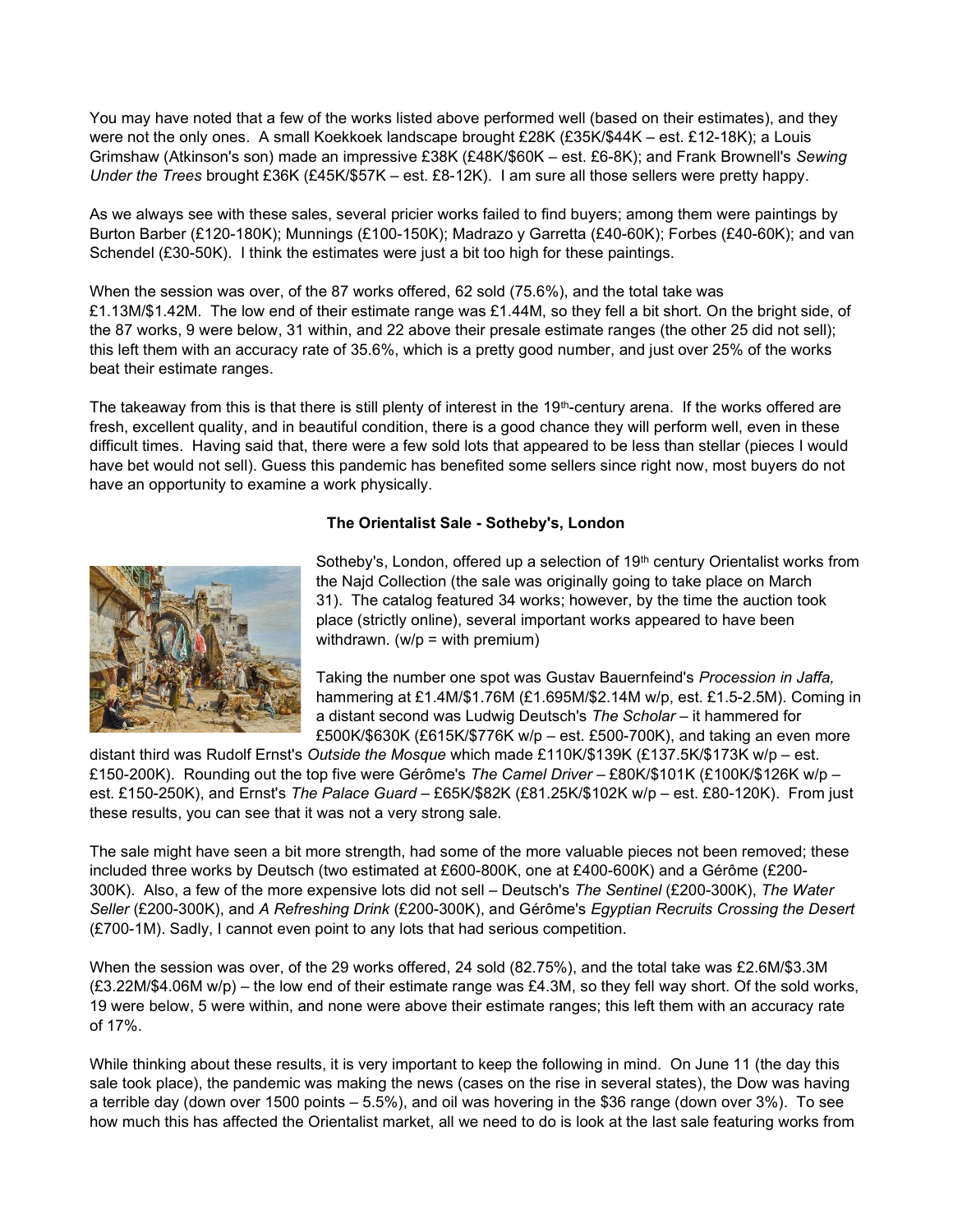You may have noted that a few of the works listed above performed well (based on their estimates), and they were not the only ones. A small Koekkoek landscape brought £28K (£35K/$44K – est. £12-18K); a Louis Grimshaw (Atkinson's son) made an impressive £38K (£48K/$60K – est. £6-8K); and Frank Brownell's *Sewing Under the Trees* brought £36K (£45K/$57K – est. £8-12K). I am sure all those sellers were pretty happy.

As we always see with these sales, several pricier works failed to find buyers; among them were paintings by Burton Barber (£120-180K); Munnings (£100-150K); Madrazo y Garretta (£40-60K); Forbes (£40-60K); and van Schendel (£30-50K). I think the estimates were just a bit too high for these paintings.

When the session was over, of the 87 works offered, 62 sold (75.6%), and the total take was £1.13M/$1.42M. The low end of their estimate range was £1.44M, so they fell a bit short. On the bright side, of the 87 works, 9 were below, 31 within, and 22 above their presale estimate ranges (the other 25 did not sell); this left them with an accuracy rate of 35.6%, which is a pretty good number, and just over 25% of the works beat their estimate ranges.

The takeaway from this is that there is still plenty of interest in the 19th-century arena. If the works offered are fresh, excellent quality, and in beautiful condition, there is a good chance they will perform well, even in these difficult times. Having said that, there were a few sold lots that appeared to be less than stellar (pieces I would have bet would not sell). Guess this pandemic has benefited some sellers since right now, most buyers do not have an opportunity to examine a work physically.

**The Orientalist Sale - Sotheby's, London**

Sotheby's, London, offered up a selection of 19th century Orientalist works from the Najd Collection (the sale was originally going to take place on March 31). The catalog featured 34 works; however, by the time the auction took place (strictly online), several important works appeared to have been withdrawn. (w/p = with premium)

Taking the number one spot was Gustav Bauernfeind's *Procession in Jaffa,* hammering at £1.4M/$1.76M (£1.695M/$2.14M w/p, est. £1.5-2.5M). Coming in a distant second was Ludwig Deutsch's *The Scholar* – it hammered for £500K/$630K (£615K/$776K w/p – est. £500-700K), and taking an even more distant third was Rudolf Ernst's *Outside the Mosque* which made £110K/$139K (£137.5K/$173K w/p – est. £150-200K). Rounding out the top five were Gérôme's *The Camel Driver* – £80K/$101K (£100K/$126K w/p – est. £150-250K), and Ernst's *The Palace Guard* – £65K/$82K (£81.25K/$102K w/p – est. £80-120K). From just these results, you can see that it was not a very strong sale.

The sale might have seen a bit more strength, had some of the more valuable pieces not been removed; these included three works by Deutsch (two estimated at £600-800K, one at £400-600K) and a Gérôme (£200-300K). Also, a few of the more expensive lots did not sell – Deutsch's *The Sentinel* (£200-300K), *The Water Seller* (£200-300K), and *A Refreshing Drink* (£200-300K), and Gérôme's *Egyptian Recruits Crossing the Desert* (£700-1M). Sadly, I cannot even point to any lots that had serious competition.

When the session was over, of the 29 works offered, 24 sold (82.75%), and the total take was £2.6M/$3.3M (£3.22M/$4.06M w/p) – the low end of their estimate range was £4.3M, so they fell way short. Of the sold works, 19 were below, 5 were within, and none were above their estimate ranges; this left them with an accuracy rate of 17%.

While thinking about these results, it is very important to keep the following in mind. On June 11 (the day this sale took place), the pandemic was making the news (cases on the rise in several states), the Dow was having a terrible day (down over 1500 points – 5.5%), and oil was hovering in the $36 range (down over 3%). To see how much this has affected the Orientalist market, all we need to do is look at the last sale featuring works from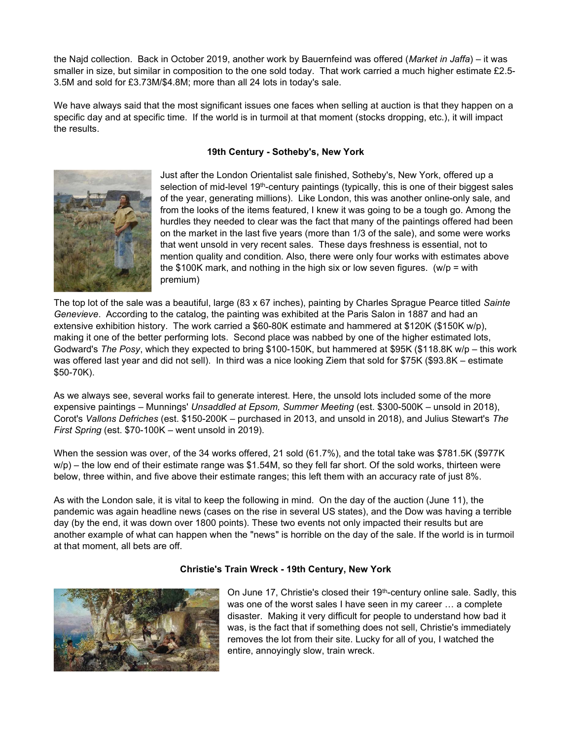the Najd collection. Back in October 2019, another work by Bauernfeind was offered (*Market in Jaffa*) – it was smaller in size, but similar in composition to the one sold today. That work carried a much higher estimate £2.5-3.5M and sold for £3.73M/$4.8M; more than all 24 lots in today's sale.

We have always said that the most significant issues one faces when selling at auction is that they happen on a specific day and at specific time. If the world is in turmoil at that moment (stocks dropping, etc.), it will impact the results.

**19th Century - Sotheby's, New York**

Just after the London Orientalist sale finished, Sotheby's, New York, offered up a selection of mid-level 19th-century paintings (typically, this is one of their biggest sales of the year, generating millions). Like London, this was another online-only sale, and from the looks of the items featured, I knew it was going to be a tough go. Among the hurdles they needed to clear was the fact that many of the paintings offered had been on the market in the last five years (more than 1/3 of the sale), and some were works that went unsold in very recent sales. These days freshness is essential, not to mention quality and condition. Also, there were only four works with estimates above the $100K mark, and nothing in the high six or low seven figures. (w/p = with premium)

The top lot of the sale was a beautiful, large (83 x 67 inches), painting by Charles Sprague Pearce titled *Sainte Genevieve*. According to the catalog, the painting was exhibited at the Paris Salon in 1887 and had an extensive exhibition history. The work carried a $60-80K estimate and hammered at $120K ($150K w/p), making it one of the better performing lots. Second place was nabbed by one of the higher estimated lots, Godward's *The Posy*, which they expected to bring $100-150K, but hammered at $95K ($118.8K w/p – this work was offered last year and did not sell). In third was a nice looking Ziem that sold for $75K ($93.8K – estimate $50-70K).

As we always see, several works fail to generate interest. Here, the unsold lots included some of the more expensive paintings – Munnings' *Unsaddled at Epsom, Summer Meeting* (est. $300-500K – unsold in 2018), Corot's *Vallons Defriches* (est. $150-200K – purchased in 2013, and unsold in 2018), and Julius Stewart's *The First Spring* (est. $70-100K – went unsold in 2019).

When the session was over, of the 34 works offered, 21 sold (61.7%), and the total take was $781.5K ($977K w/p) – the low end of their estimate range was $1.54M, so they fell far short. Of the sold works, thirteen were below, three within, and five above their estimate ranges; this left them with an accuracy rate of just 8%.

As with the London sale, it is vital to keep the following in mind. On the day of the auction (June 11), the pandemic was again headline news (cases on the rise in several US states), and the Dow was having a terrible day (by the end, it was down over 1800 points). These two events not only impacted their results but are another example of what can happen when the "news" is horrible on the day of the sale. If the world is in turmoil at that moment, all bets are off.

**Christie's Train Wreck - 19th Century, New York**

On June 17, Christie's closed their 19th-century online sale. Sadly, this was one of the worst sales I have seen in my career … a complete disaster. Making it very difficult for people to understand how bad it was, is the fact that if something does not sell, Christie's immediately removes the lot from their site. Lucky for all of you, I watched the entire, annoyingly slow, train wreck.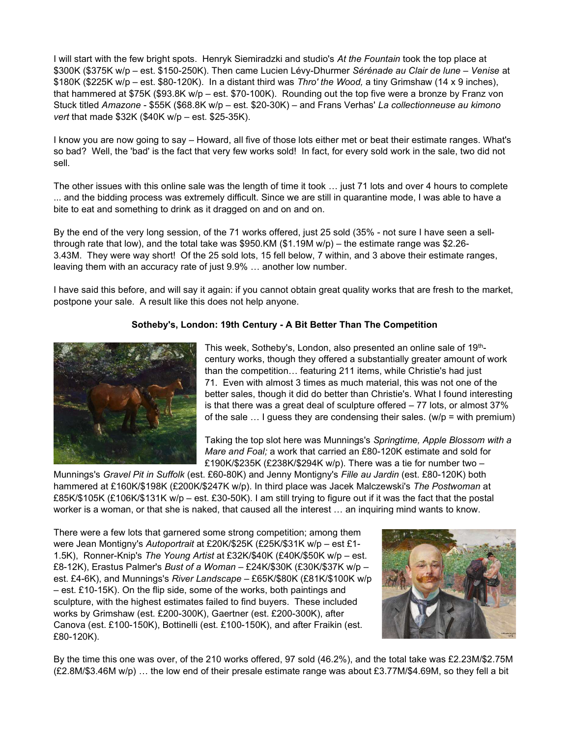I will start with the few bright spots. Henryk Siemiradzki and studio's *At the Fountain* took the top place at $300K ($375K w/p – est. $150-250K). Then came Lucien Lévy-Dhurmer *Sérénade au Clair de lune – Venise* at $180K ($225K w/p – est. $80-120K). In a distant third was *Thro' the Wood,* a tiny Grimshaw (14 x 9 inches), that hammered at $75K ($93.8K w/p – est. $70-100K). Rounding out the top five were a bronze by Franz von Stuck titled *Amazone* - $55K ($68.8K w/p – est. $20-30K) – and Frans Verhas' *La collectionneuse au kimono vert* that made $32K ($40K w/p – est. $25-35K).

I know you are now going to say – Howard, all five of those lots either met or beat their estimate ranges. What's so bad? Well, the 'bad' is the fact that very few works sold! In fact, for every sold work in the sale, two did not sell.

The other issues with this online sale was the length of time it took … just 71 lots and over 4 hours to complete ... and the bidding process was extremely difficult. Since we are still in quarantine mode, I was able to have a bite to eat and something to drink as it dragged on and on and on.

By the end of the very long session, of the 71 works offered, just 25 sold (35% - not sure I have seen a sell-through rate that low), and the total take was $950.KM ($1.19M w/p) – the estimate range was $2.26-3.43M. They were way short! Of the 25 sold lots, 15 fell below, 7 within, and 3 above their estimate ranges, leaving them with an accuracy rate of just 9.9% … another low number.

I have said this before, and will say it again: if you cannot obtain great quality works that are fresh to the market, postpone your sale. A result like this does not help anyone.

**Sotheby's, London: 19th Century - A Bit Better Than The Competition**

This week, Sotheby's, London, also presented an online sale of 19th-century works, though they offered a substantially greater amount of work than the competition… featuring 211 items, while Christie's had just 71. Even with almost 3 times as much material, this was not one of the better sales, though it did do better than Christie's. What I found interesting is that there was a great deal of sculpture offered – 77 lots, or almost 37% of the sale … I guess they are condensing their sales. (w/p = with premium)

Taking the top slot here was Munnings's *Springtime, Apple Blossom with a Mare and Foal;* a work that carried an £80-120K estimate and sold for £190K/$235K (£238K/$294K w/p). There was a tie for number two – Munnings's *Gravel Pit in Suffolk* (est. £60-80K) and Jenny Montigny's *Fille au Jardin* (est. £80-120K) both hammered at £160K/$198K (£200K/$247K w/p). In third place was Jacek Malczewski's *The Postwoman* at £85K/$105K (£106K/$131K w/p – est. £30-50K). I am still trying to figure out if it was the fact that the postal worker is a woman, or that she is naked, that caused all the interest … an inquiring mind wants to know.

There were a few lots that garnered some strong competition; among them were Jean Montigny's *Autoportrait* at £20K/$25K (£25K/$31K w/p – est £1-1.5K), Ronner-Knip's *The Young Artist* at £32K/$40K (£40K/$50K w/p – est. £8-12K), Erastus Palmer's *Bust of a Woman* – £24K/$30K (£30K/$37K w/p – est. £4-6K), and Munnings's *River Landscape* – £65K/$80K (£81K/$100K w/p – est. £10-15K). On the flip side, some of the works, both paintings and sculpture, with the highest estimates failed to find buyers. These included works by Grimshaw (est. £200-300K), Gaertner (est. £200-300K), after Canova (est. £100-150K), Bottinelli (est. £100-150K), and after Fraikin (est. £80-120K).

By the time this one was over, of the 210 works offered, 97 sold (46.2%), and the total take was £2.23M/$2.75M (£2.8M/$3.46M w/p) … the low end of their presale estimate range was about £3.77M/$4.69M, so they fell a bit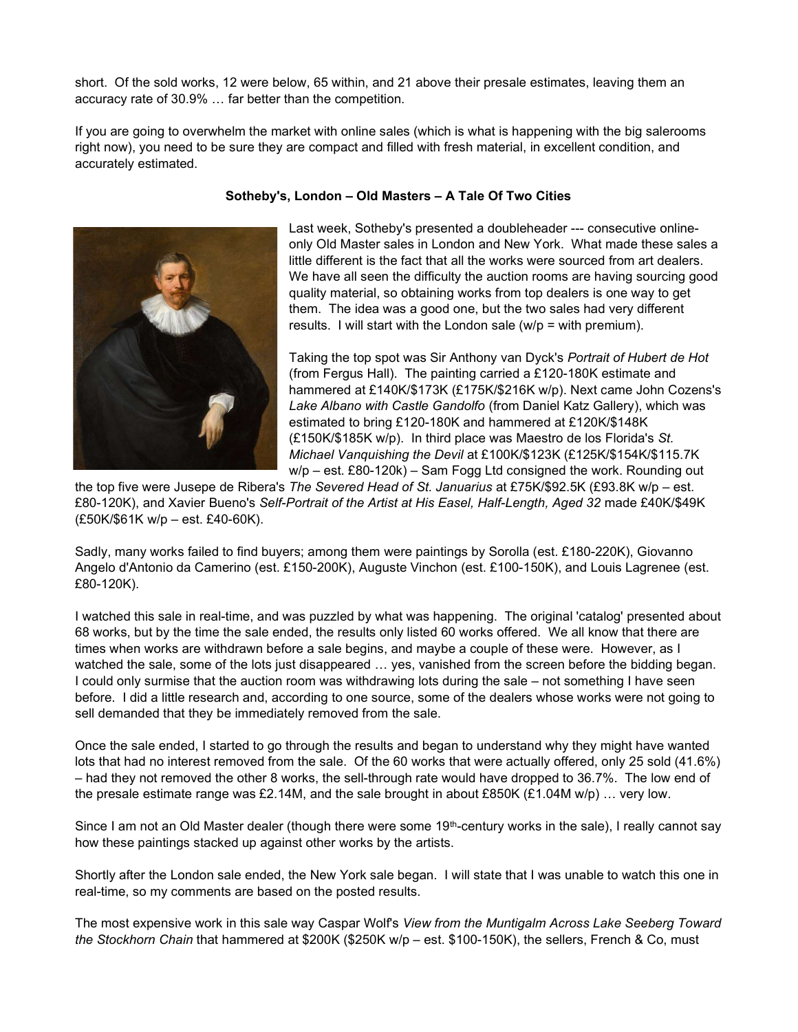short. Of the sold works, 12 were below, 65 within, and 21 above their presale estimates, leaving them an accuracy rate of 30.9% … far better than the competition.

If you are going to overwhelm the market with online sales (which is what is happening with the big salerooms right now), you need to be sure they are compact and filled with fresh material, in excellent condition, and accurately estimated.

**Sotheby's, London – Old Masters – A Tale Of Two Cities**

Last week, Sotheby's presented a doubleheader --- consecutive online-only Old Master sales in London and New York. What made these sales a little different is the fact that all the works were sourced from art dealers. We have all seen the difficulty the auction rooms are having sourcing good quality material, so obtaining works from top dealers is one way to get them. The idea was a good one, but the two sales had very different results. I will start with the London sale (w/p = with premium).

Taking the top spot was Sir Anthony van Dyck's *Portrait of Hubert de Hot* (from Fergus Hall). The painting carried a £120-180K estimate and hammered at £140K/$173K (£175K/$216K w/p). Next came John Cozens's *Lake Albano with Castle Gandolfo* (from Daniel Katz Gallery), which was estimated to bring £120-180K and hammered at £120K/$148K (£150K/$185K w/p). In third place was Maestro de los Florida's *St. Michael Vanquishing the Devil* at £100K/$123K (£125K/$154K/$115.7K w/p – est. £80-120k) – Sam Fogg Ltd consigned the work. Rounding out the top five were Jusepe de Ribera's *The Severed Head of St. Januarius* at £75K/$92.5K (£93.8K w/p – est. £80-120K), and Xavier Bueno's *Self-Portrait of the Artist at His Easel, Half-Length, Aged 32* made £40K/$49K (£50K/$61K w/p – est. £40-60K).

Sadly, many works failed to find buyers; among them were paintings by Sorolla (est. £180-220K), Giovanno Angelo d'Antonio da Camerino (est. £150-200K), Auguste Vinchon (est. £100-150K), and Louis Lagrenee (est. £80-120K).

I watched this sale in real-time, and was puzzled by what was happening. The original 'catalog' presented about 68 works, but by the time the sale ended, the results only listed 60 works offered. We all know that there are times when works are withdrawn before a sale begins, and maybe a couple of these were. However, as I watched the sale, some of the lots just disappeared … yes, vanished from the screen before the bidding began. I could only surmise that the auction room was withdrawing lots during the sale – not something I have seen before. I did a little research and, according to one source, some of the dealers whose works were not going to sell demanded that they be immediately removed from the sale.

Once the sale ended, I started to go through the results and began to understand why they might have wanted lots that had no interest removed from the sale. Of the 60 works that were actually offered, only 25 sold (41.6%) – had they not removed the other 8 works, the sell-through rate would have dropped to 36.7%. The low end of the presale estimate range was £2.14M, and the sale brought in about £850K (£1.04M w/p) … very low.

Since I am not an Old Master dealer (though there were some 19th-century works in the sale), I really cannot say how these paintings stacked up against other works by the artists.

Shortly after the London sale ended, the New York sale began. I will state that I was unable to watch this one in real-time, so my comments are based on the posted results.

The most expensive work in this sale way Caspar Wolf's *View from the Muntigalm Across Lake Seeberg Toward the Stockhorn Chain* that hammered at $200K ($250K w/p – est. $100-150K), the sellers, French & Co, must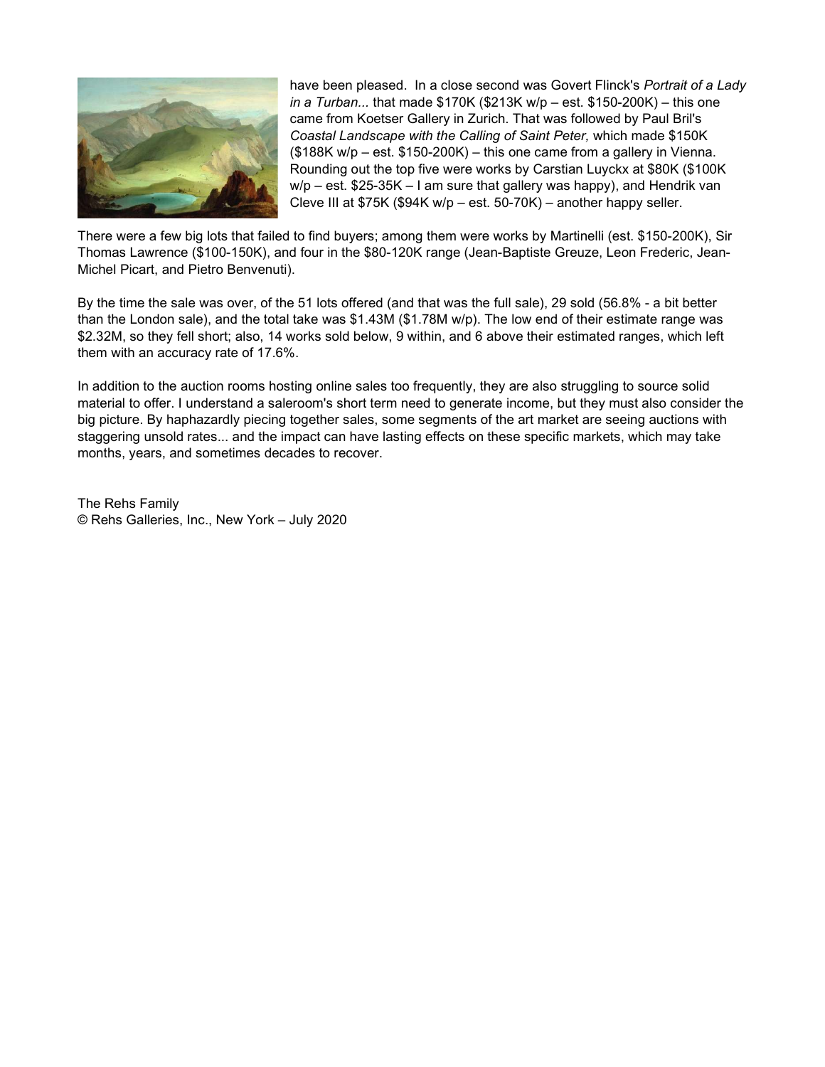have been pleased. In a close second was Govert Flinck's *Portrait of a Lady in a Turban...* that made $170K ($213K w/p – est. $150-200K) – this one came from Koetser Gallery in Zurich. That was followed by Paul Bril's *Coastal Landscape with the Calling of Saint Peter,* which made $150K ($188K w/p – est. $150-200K) – this one came from a gallery in Vienna. Rounding out the top five were works by Carstian Luyckx at $80K ($100K w/p – est. $25-35K – I am sure that gallery was happy), and Hendrik van Cleve III at $75K ($94K w/p – est. 50-70K) – another happy seller.

There were a few big lots that failed to find buyers; among them were works by Martinelli (est. $150-200K), Sir Thomas Lawrence ($100-150K), and four in the $80-120K range (Jean-Baptiste Greuze, Leon Frederic, Jean-Michel Picart, and Pietro Benvenuti).

By the time the sale was over, of the 51 lots offered (and that was the full sale), 29 sold (56.8% - a bit better than the London sale), and the total take was $1.43M ($1.78M w/p). The low end of their estimate range was $2.32M, so they fell short; also, 14 works sold below, 9 within, and 6 above their estimated ranges, which left them with an accuracy rate of 17.6%.

In addition to the auction rooms hosting online sales too frequently, they are also struggling to source solid material to offer. I understand a saleroom's short term need to generate income, but they must also consider the big picture. By haphazardly piecing together sales, some segments of the art market are seeing auctions with staggering unsold rates... and the impact can have lasting effects on these specific markets, which may take months, years, and sometimes decades to recover.

The Rehs Family
© Rehs Galleries, Inc., New York – July 2020